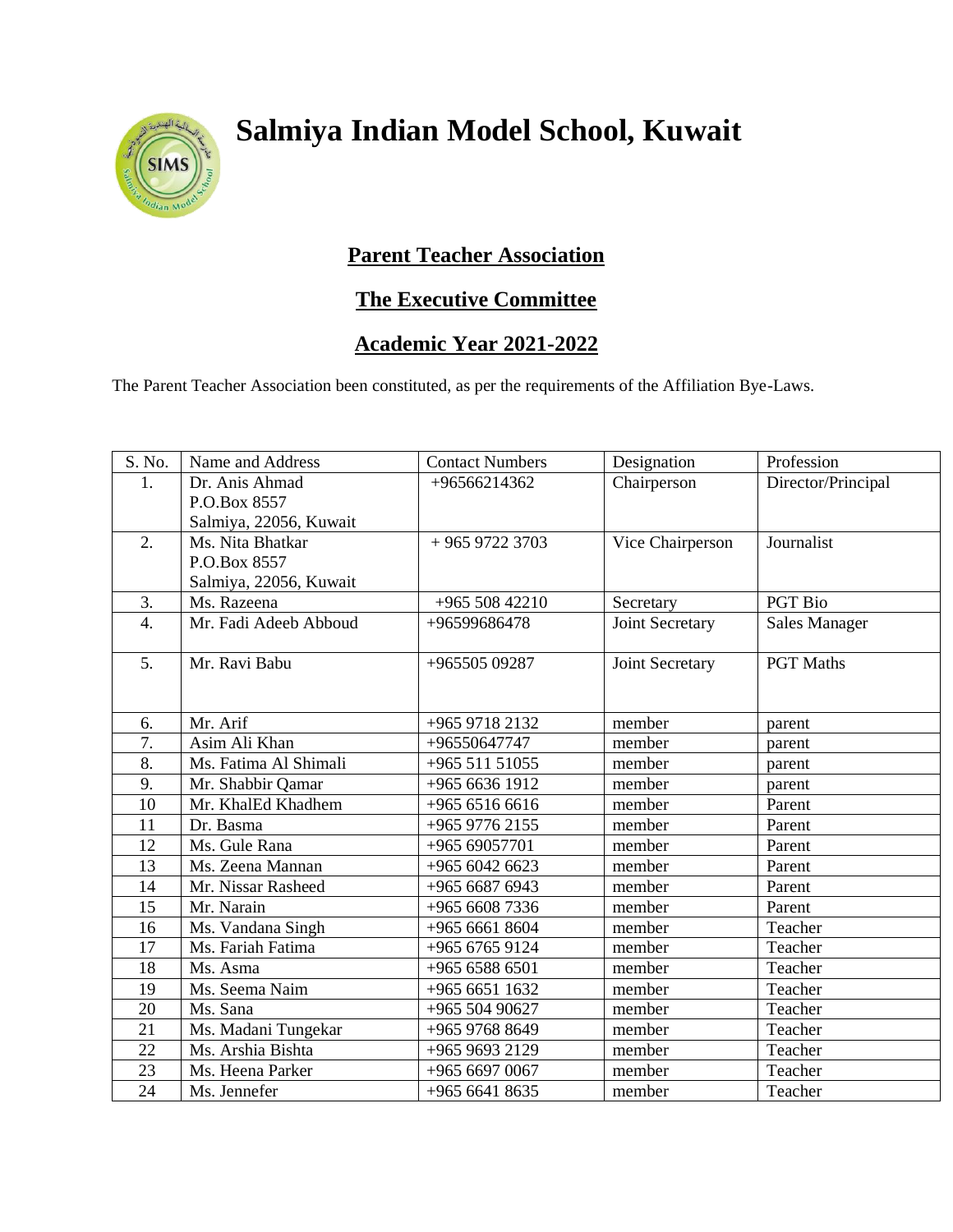# Salmiya Indian Model School, Kuwait

## Parent Teacher Association

## The Executive Committee

## Academic Year 2021-2022

The Parent Teacher Association been constituted, as per the requirements of the Affiliation Bye-Laws.

| S. No. | Name and Address | Contact Numbers | Designation | Profession |
|---|---|---|---|---|
| 1. | Dr. Anis Ahmad<br>P.O.Box 8557<br>Salmiya, 22056, Kuwait | +96566214362 | Chairperson | Director/Principal |
| 2. | Ms. Nita Bhatkar<br>P.O.Box 8557<br>Salmiya, 22056, Kuwait | + 965 9722 3703 | Vice Chairperson | Journalist |
| 3. | Ms. Razeena | +965 508 42210 | Secretary | PGT Bio |
| 4. | Mr. Fadi Adeeb Abboud | +96599686478 | Joint Secretary | Sales Manager |
| 5. | Mr. Ravi Babu | +965505 09287 | Joint Secretary | PGT Maths |
| 6. | Mr. Arif | +965 9718 2132 | member | parent |
| 7. | Asim Ali Khan | +96550647747 | member | parent |
| 8. | Ms. Fatima Al Shimali | +965 511 51055 | member | parent |
| 9. | Mr. Shabbir Qamar | +965 6636 1912 | member | parent |
| 10 | Mr. KhalEd Khadhem | +965 6516 6616 | member | Parent |
| 11 | Dr. Basma | +965 9776 2155 | member | Parent |
| 12 | Ms. Gule Rana | +965 69057701 | member | Parent |
| 13 | Ms. Zeena Mannan | +965 6042 6623 | member | Parent |
| 14 | Mr. Nissar Rasheed | +965 6687 6943 | member | Parent |
| 15 | Mr. Narain | +965 6608 7336 | member | Parent |
| 16 | Ms. Vandana Singh | +965 6661 8604 | member | Teacher |
| 17 | Ms. Fariah Fatima | +965 6765 9124 | member | Teacher |
| 18 | Ms. Asma | +965 6588 6501 | member | Teacher |
| 19 | Ms. Seema Naim | +965 6651 1632 | member | Teacher |
| 20 | Ms. Sana | +965 504 90627 | member | Teacher |
| 21 | Ms. Madani Tungekar | +965 9768 8649 | member | Teacher |
| 22 | Ms. Arshia Bishta | +965 9693 2129 | member | Teacher |
| 23 | Ms. Heena Parker | +965 6697 0067 | member | Teacher |
| 24 | Ms. Jennefer | +965 6641 8635 | member | Teacher |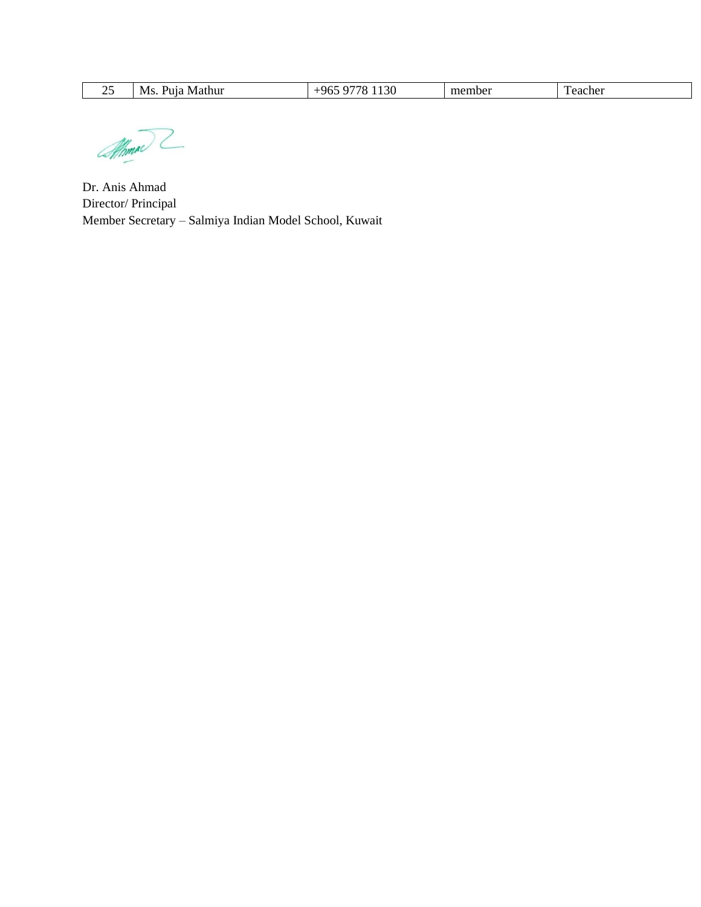| | | | | |
|---|---|---|---|---|
| 25 | Ms. Puja Mathur | +965 9778 1130 | member | Teacher |

Dr. Anis Ahmad
Director/ Principal
Member Secretary – Salmiya Indian Model School, Kuwait